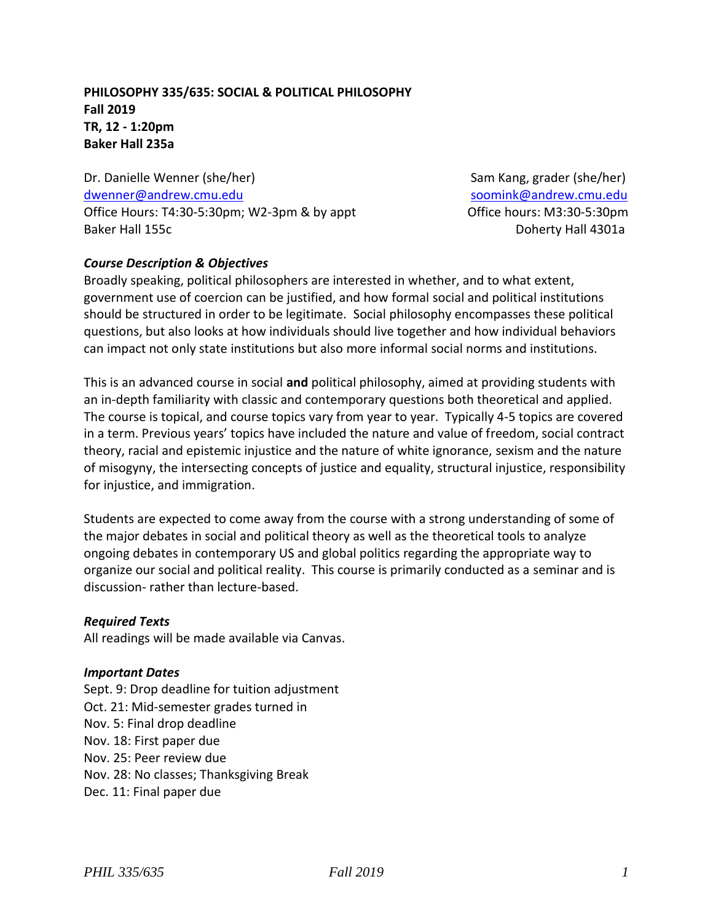**PHILOSOPHY 335/635: SOCIAL & POLITICAL PHILOSOPHY**
**Fall 2019**
**TR, 12 - 1:20pm**
**Baker Hall 235a**

Dr. Danielle Wenner (she/her)
dwenner@andrew.cmu.edu
Office Hours: T4:30-5:30pm; W2-3pm & by appt
Baker Hall 155c

Sam Kang, grader (she/her)
soomink@andrew.cmu.edu
Office hours: M3:30-5:30pm
Doherty Hall 4301a

***Course Description & Objectives***

Broadly speaking, political philosophers are interested in whether, and to what extent, government use of coercion can be justified, and how formal social and political institutions should be structured in order to be legitimate. Social philosophy encompasses these political questions, but also looks at how individuals should live together and how individual behaviors can impact not only state institutions but also more informal social norms and institutions.

This is an advanced course in social **and** political philosophy, aimed at providing students with an in-depth familiarity with classic and contemporary questions both theoretical and applied. The course is topical, and course topics vary from year to year. Typically 4-5 topics are covered in a term. Previous years' topics have included the nature and value of freedom, social contract theory, racial and epistemic injustice and the nature of white ignorance, sexism and the nature of misogyny, the intersecting concepts of justice and equality, structural injustice, responsibility for injustice, and immigration.

Students are expected to come away from the course with a strong understanding of some of the major debates in social and political theory as well as the theoretical tools to analyze ongoing debates in contemporary US and global politics regarding the appropriate way to organize our social and political reality. This course is primarily conducted as a seminar and is discussion- rather than lecture-based.

***Required Texts***

All readings will be made available via Canvas.

***Important Dates***

Sept. 9: Drop deadline for tuition adjustment
Oct. 21: Mid-semester grades turned in
Nov. 5: Final drop deadline
Nov. 18: First paper due
Nov. 25: Peer review due
Nov. 28: No classes; Thanksgiving Break
Dec. 11: Final paper due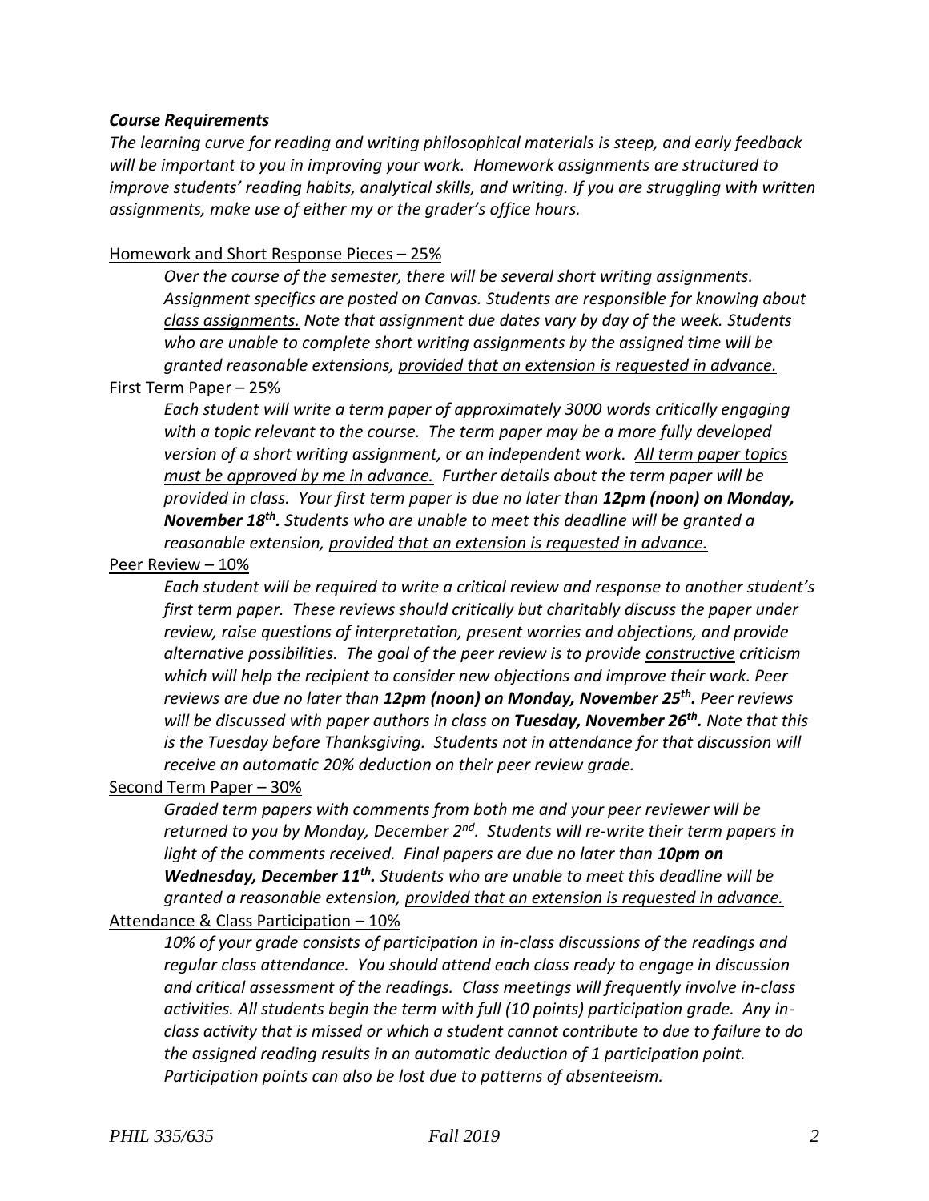***Course Requirements***

*The learning curve for reading and writing philosophical materials is steep, and early feedback will be important to you in improving your work. Homework assignments are structured to improve students' reading habits, analytical skills, and writing. If you are struggling with written assignments, make use of either my or the grader's office hours.*

<u>Homework and Short Response Pieces – 25%</u>

*Over the course of the semester, there will be several short writing assignments. Assignment specifics are posted on Canvas. <u>Students are responsible for knowing about class assignments.</u> Note that assignment due dates vary by day of the week. Students who are unable to complete short writing assignments by the assigned time will be granted reasonable extensions, <u>provided that an extension is requested in advance.</u>*

<u>First Term Paper – 25%</u>

*Each student will write a term paper of approximately 3000 words critically engaging with a topic relevant to the course. The term paper may be a more fully developed version of a short writing assignment, or an independent work. <u>All term paper topics must be approved by me in advance.</u> Further details about the term paper will be provided in class. Your first term paper is due no later than **12pm (noon) on Monday, November 18th.** Students who are unable to meet this deadline will be granted a reasonable extension, <u>provided that an extension is requested in advance.</u>*

<u>Peer Review – 10%</u>

*Each student will be required to write a critical review and response to another student's first term paper. These reviews should critically but charitably discuss the paper under review, raise questions of interpretation, present worries and objections, and provide alternative possibilities. The goal of the peer review is to provide <u>constructive</u> criticism which will help the recipient to consider new objections and improve their work. Peer reviews are due no later than **12pm (noon) on Monday, November 25th.** Peer reviews will be discussed with paper authors in class on **Tuesday, November 26th.** Note that this is the Tuesday before Thanksgiving. Students not in attendance for that discussion will receive an automatic 20% deduction on their peer review grade.*

<u>Second Term Paper – 30%</u>

*Graded term papers with comments from both me and your peer reviewer will be returned to you by Monday, December 2nd. Students will re-write their term papers in light of the comments received. Final papers are due no later than **10pm on Wednesday, December 11th.** Students who are unable to meet this deadline will be granted a reasonable extension, <u>provided that an extension is requested in advance.</u>*

<u>Attendance & Class Participation – 10%</u>

*10% of your grade consists of participation in in-class discussions of the readings and regular class attendance. You should attend each class ready to engage in discussion and critical assessment of the readings. Class meetings will frequently involve in-class activities. All students begin the term with full (10 points) participation grade. Any in-class activity that is missed or which a student cannot contribute to due to failure to do the assigned reading results in an automatic deduction of 1 participation point. Participation points can also be lost due to patterns of absenteeism.*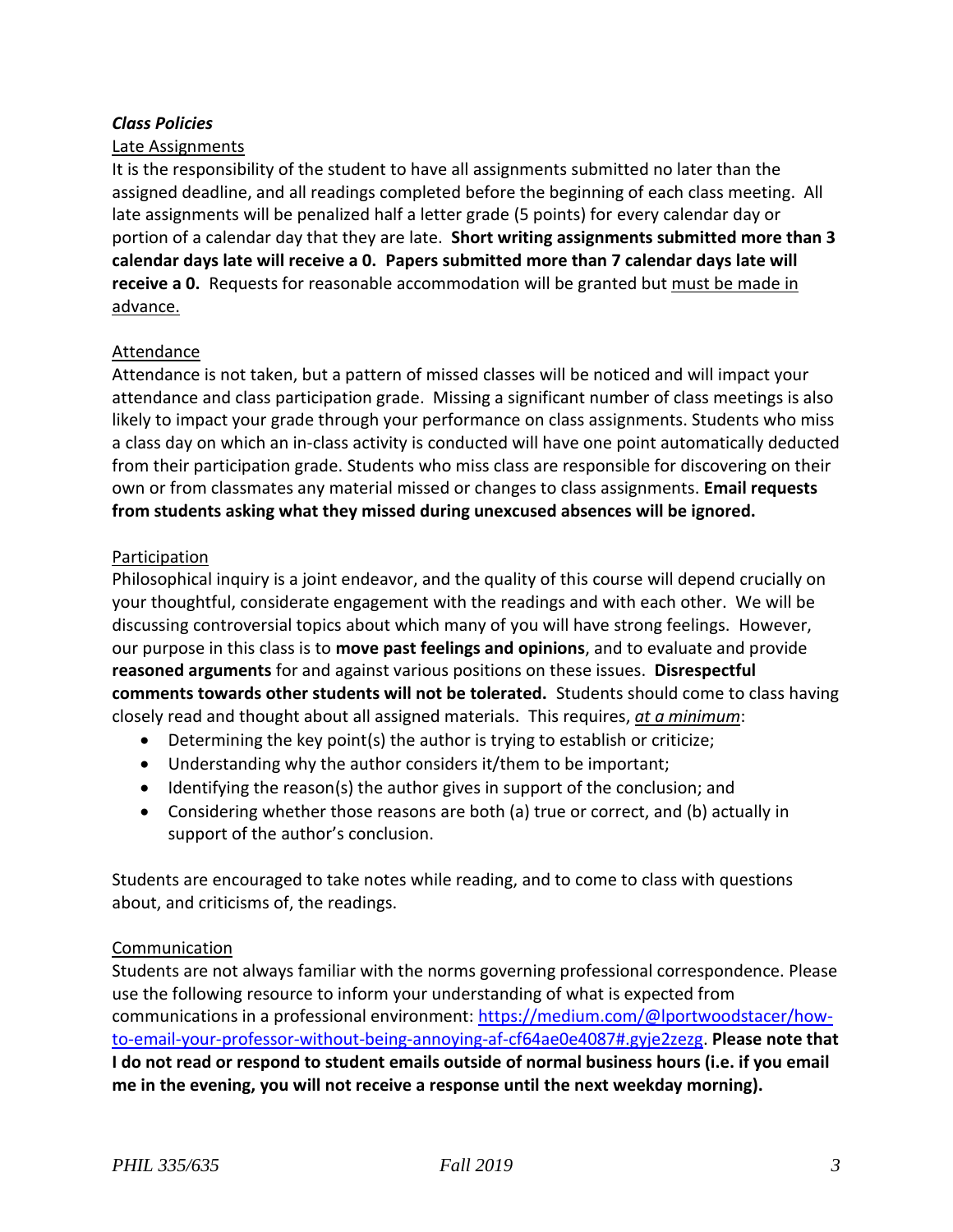***Class Policies***

Late Assignments

It is the responsibility of the student to have all assignments submitted no later than the assigned deadline, and all readings completed before the beginning of each class meeting. All late assignments will be penalized half a letter grade (5 points) for every calendar day or portion of a calendar day that they are late. **Short writing assignments submitted more than 3 calendar days late will receive a 0. Papers submitted more than 7 calendar days late will receive a 0.** Requests for reasonable accommodation will be granted but must be made in advance.

Attendance

Attendance is not taken, but a pattern of missed classes will be noticed and will impact your attendance and class participation grade. Missing a significant number of class meetings is also likely to impact your grade through your performance on class assignments. Students who miss a class day on which an in-class activity is conducted will have one point automatically deducted from their participation grade. Students who miss class are responsible for discovering on their own or from classmates any material missed or changes to class assignments. **Email requests from students asking what they missed during unexcused absences will be ignored.**

Participation

Philosophical inquiry is a joint endeavor, and the quality of this course will depend crucially on your thoughtful, considerate engagement with the readings and with each other. We will be discussing controversial topics about which many of you will have strong feelings. However, our purpose in this class is to **move past feelings and opinions**, and to evaluate and provide **reasoned arguments** for and against various positions on these issues. **Disrespectful comments towards other students will not be tolerated.** Students should come to class having closely read and thought about all assigned materials. This requires, *at a minimum*:

- Determining the key point(s) the author is trying to establish or criticize;
- Understanding why the author considers it/them to be important;
- Identifying the reason(s) the author gives in support of the conclusion; and
- Considering whether those reasons are both (a) true or correct, and (b) actually in support of the author's conclusion.

Students are encouraged to take notes while reading, and to come to class with questions about, and criticisms of, the readings.

Communication

Students are not always familiar with the norms governing professional correspondence. Please use the following resource to inform your understanding of what is expected from communications in a professional environment: https://medium.com/@lportwoodstacer/how-to-email-your-professor-without-being-annoying-af-cf64ae0e4087#.gyje2zezg. **Please note that I do not read or respond to student emails outside of normal business hours (i.e. if you email me in the evening, you will not receive a response until the next weekday morning).**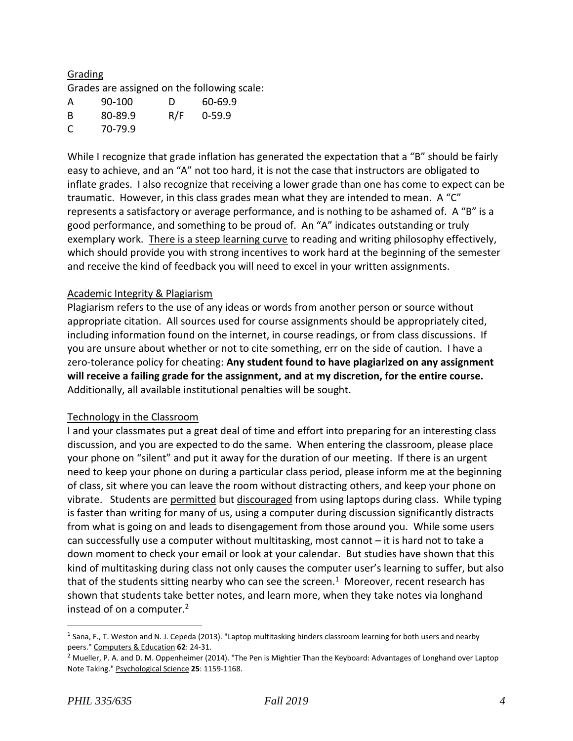Grading

Grades are assigned on the following scale:

| | | | |
|---|---|---|---|
| A | 90-100 | D | 60-69.9 |
| B | 80-89.9 | R/F | 0-59.9 |
| C | 70-79.9 | | |

While I recognize that grade inflation has generated the expectation that a "B" should be fairly easy to achieve, and an "A" not too hard, it is not the case that instructors are obligated to inflate grades. I also recognize that receiving a lower grade than one has come to expect can be traumatic. However, in this class grades mean what they are intended to mean. A "C" represents a satisfactory or average performance, and is nothing to be ashamed of. A "B" is a good performance, and something to be proud of. An "A" indicates outstanding or truly exemplary work. There is a steep learning curve to reading and writing philosophy effectively, which should provide you with strong incentives to work hard at the beginning of the semester and receive the kind of feedback you will need to excel in your written assignments.

Academic Integrity & Plagiarism

Plagiarism refers to the use of any ideas or words from another person or source without appropriate citation. All sources used for course assignments should be appropriately cited, including information found on the internet, in course readings, or from class discussions. If you are unsure about whether or not to cite something, err on the side of caution. I have a zero-tolerance policy for cheating: **Any student found to have plagiarized on any assignment will receive a failing grade for the assignment, and at my discretion, for the entire course.** Additionally, all available institutional penalties will be sought.

Technology in the Classroom

I and your classmates put a great deal of time and effort into preparing for an interesting class discussion, and you are expected to do the same. When entering the classroom, please place your phone on "silent" and put it away for the duration of our meeting. If there is an urgent need to keep your phone on during a particular class period, please inform me at the beginning of class, sit where you can leave the room without distracting others, and keep your phone on vibrate. Students are permitted but discouraged from using laptops during class. While typing is faster than writing for many of us, using a computer during discussion significantly distracts from what is going on and leads to disengagement from those around you. While some users can successfully use a computer without multitasking, most cannot – it is hard not to take a down moment to check your email or look at your calendar. But studies have shown that this kind of multitasking during class not only causes the computer user's learning to suffer, but also that of the students sitting nearby who can see the screen.[1] Moreover, recent research has shown that students take better notes, and learn more, when they take notes via longhand instead of on a computer.[2]

[1] Sana, F., T. Weston and N. J. Cepeda (2013). "Laptop multitasking hinders classroom learning for both users and nearby peers." Computers & Education **62**: 24-31.

[2] Mueller, P. A. and D. M. Oppenheimer (2014). "The Pen is Mightier Than the Keyboard: Advantages of Longhand over Laptop Note Taking." Psychological Science **25**: 1159-1168.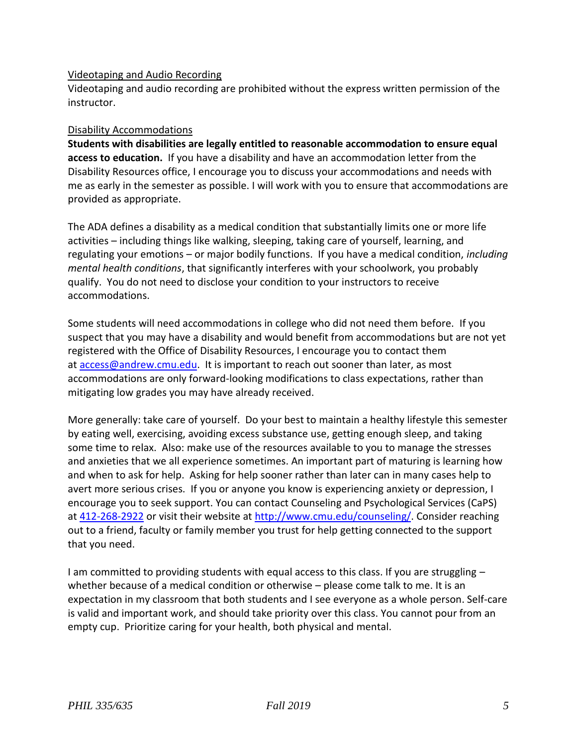<u>Videotaping and Audio Recording</u>

Videotaping and audio recording are prohibited without the express written permission of the instructor.

<u>Disability Accommodations</u>

**Students with disabilities are legally entitled to reasonable accommodation to ensure equal access to education.** If you have a disability and have an accommodation letter from the Disability Resources office, I encourage you to discuss your accommodations and needs with me as early in the semester as possible. I will work with you to ensure that accommodations are provided as appropriate.

The ADA defines a disability as a medical condition that substantially limits one or more life activities – including things like walking, sleeping, taking care of yourself, learning, and regulating your emotions – or major bodily functions. If you have a medical condition, *including mental health conditions*, that significantly interferes with your schoolwork, you probably qualify. You do not need to disclose your condition to your instructors to receive accommodations.

Some students will need accommodations in college who did not need them before. If you suspect that you may have a disability and would benefit from accommodations but are not yet registered with the Office of Disability Resources, I encourage you to contact them at [access@andrew.cmu.edu](mailto:access@andrew.cmu.edu). It is important to reach out sooner than later, as most accommodations are only forward-looking modifications to class expectations, rather than mitigating low grades you may have already received.

More generally: take care of yourself. Do your best to maintain a healthy lifestyle this semester by eating well, exercising, avoiding excess substance use, getting enough sleep, and taking some time to relax. Also: make use of the resources available to you to manage the stresses and anxieties that we all experience sometimes. An important part of maturing is learning how and when to ask for help. Asking for help sooner rather than later can in many cases help to avert more serious crises. If you or anyone you know is experiencing anxiety or depression, I encourage you to seek support. You can contact Counseling and Psychological Services (CaPS) at 412-268-2922 or visit their website at [http://www.cmu.edu/counseling/](http://www.cmu.edu/counseling/). Consider reaching out to a friend, faculty or family member you trust for help getting connected to the support that you need.

I am committed to providing students with equal access to this class. If you are struggling – whether because of a medical condition or otherwise – please come talk to me. It is an expectation in my classroom that both students and I see everyone as a whole person. Self-care is valid and important work, and should take priority over this class. You cannot pour from an empty cup. Prioritize caring for your health, both physical and mental.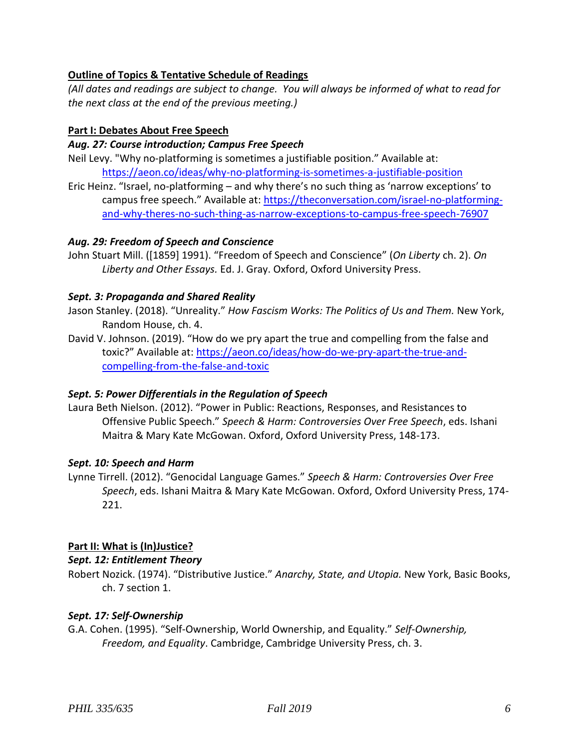**Outline of Topics & Tentative Schedule of Readings**

*(All dates and readings are subject to change. You will always be informed of what to read for the next class at the end of the previous meeting.)*

**Part I: Debates About Free Speech**

***Aug. 27: Course introduction; Campus Free Speech***

Neil Levy. "Why no-platforming is sometimes a justifiable position." Available at: https://aeon.co/ideas/why-no-platforming-is-sometimes-a-justifiable-position

Eric Heinz. "Israel, no-platforming – and why there's no such thing as 'narrow exceptions' to campus free speech." Available at: https://theconversation.com/israel-no-platforming-and-why-theres-no-such-thing-as-narrow-exceptions-to-campus-free-speech-76907

***Aug. 29: Freedom of Speech and Conscience***

John Stuart Mill. ([1859] 1991). "Freedom of Speech and Conscience" (*On Liberty* ch. 2). *On Liberty and Other Essays.* Ed. J. Gray. Oxford, Oxford University Press.

***Sept. 3: Propaganda and Shared Reality***

Jason Stanley. (2018). "Unreality." *How Fascism Works: The Politics of Us and Them.* New York, Random House, ch. 4.

David V. Johnson. (2019). "How do we pry apart the true and compelling from the false and toxic?" Available at: https://aeon.co/ideas/how-do-we-pry-apart-the-true-and-compelling-from-the-false-and-toxic

***Sept. 5: Power Differentials in the Regulation of Speech***

Laura Beth Nielson. (2012). "Power in Public: Reactions, Responses, and Resistances to Offensive Public Speech." *Speech & Harm: Controversies Over Free Speech*, eds. Ishani Maitra & Mary Kate McGowan. Oxford, Oxford University Press, 148-173.

***Sept. 10: Speech and Harm***

Lynne Tirrell. (2012). "Genocidal Language Games." *Speech & Harm: Controversies Over Free Speech*, eds. Ishani Maitra & Mary Kate McGowan. Oxford, Oxford University Press, 174-221.

**Part II: What is (In)Justice?**

***Sept. 12: Entitlement Theory***

Robert Nozick. (1974). "Distributive Justice." *Anarchy, State, and Utopia.* New York, Basic Books, ch. 7 section 1.

***Sept. 17: Self-Ownership***

G.A. Cohen. (1995). "Self-Ownership, World Ownership, and Equality." *Self-Ownership, Freedom, and Equality*. Cambridge, Cambridge University Press, ch. 3.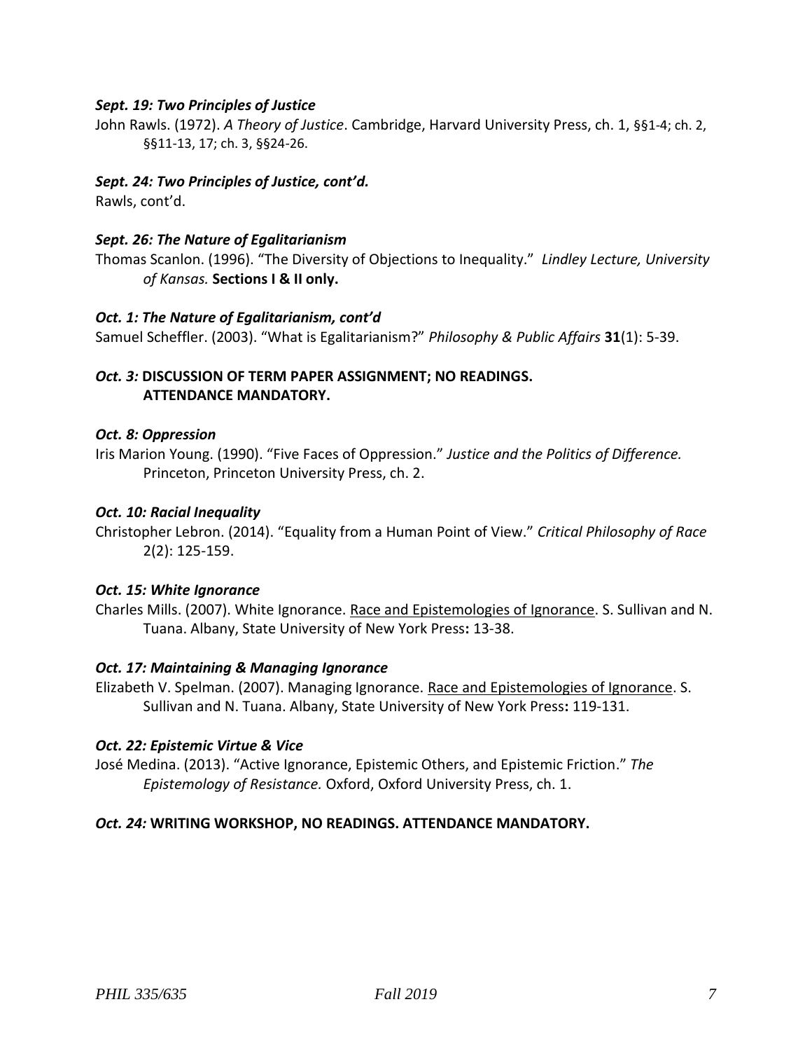***Sept. 19: Two Principles of Justice***

John Rawls. (1972). *A Theory of Justice*. Cambridge, Harvard University Press, ch. 1, §§1-4; ch. 2, §§11-13, 17; ch. 3, §§24-26.

***Sept. 24: Two Principles of Justice, cont'd.***

Rawls, cont'd.

***Sept. 26: The Nature of Egalitarianism***

Thomas Scanlon. (1996). "The Diversity of Objections to Inequality." *Lindley Lecture, University of Kansas.* **Sections I & II only.**

***Oct. 1: The Nature of Egalitarianism, cont'd***

Samuel Scheffler. (2003). "What is Egalitarianism?" *Philosophy & Public Affairs* **31**(1): 5-39.

***Oct. 3:*** **DISCUSSION OF TERM PAPER ASSIGNMENT; NO READINGS. ATTENDANCE MANDATORY.**

***Oct. 8: Oppression***

Iris Marion Young. (1990). "Five Faces of Oppression." *Justice and the Politics of Difference.* Princeton, Princeton University Press, ch. 2.

***Oct. 10: Racial Inequality***

Christopher Lebron. (2014). "Equality from a Human Point of View." *Critical Philosophy of Race* 2(2): 125-159.

***Oct. 15: White Ignorance***

Charles Mills. (2007). White Ignorance. Race and Epistemologies of Ignorance. S. Sullivan and N. Tuana. Albany, State University of New York Press**:** 13-38.

***Oct. 17: Maintaining & Managing Ignorance***

Elizabeth V. Spelman. (2007). Managing Ignorance. Race and Epistemologies of Ignorance. S. Sullivan and N. Tuana. Albany, State University of New York Press**:** 119-131.

***Oct. 22: Epistemic Virtue & Vice***

José Medina. (2013). "Active Ignorance, Epistemic Others, and Epistemic Friction." *The Epistemology of Resistance.* Oxford, Oxford University Press, ch. 1.

***Oct. 24:*** **WRITING WORKSHOP, NO READINGS. ATTENDANCE MANDATORY.**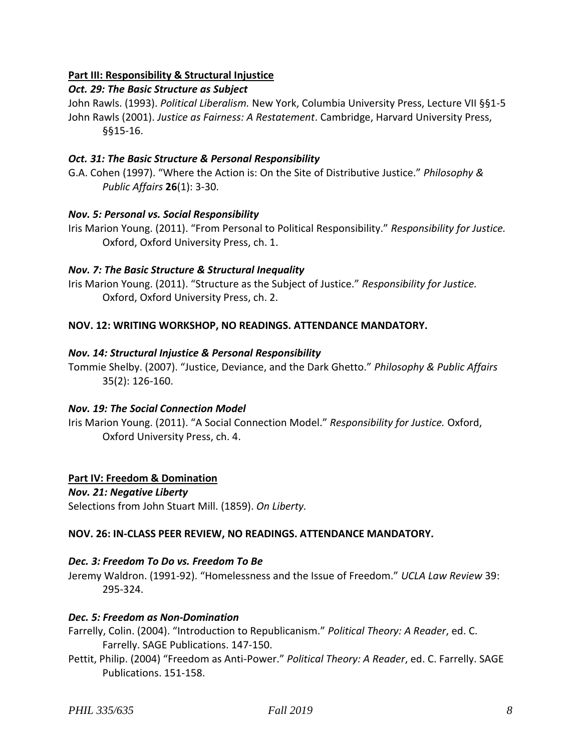**Part III: Responsibility & Structural Injustice**

***Oct. 29: The Basic Structure as Subject***

John Rawls. (1993). *Political Liberalism.* New York, Columbia University Press, Lecture VII §§1-5

John Rawls (2001). *Justice as Fairness: A Restatement*. Cambridge, Harvard University Press, §§15-16.

***Oct. 31: The Basic Structure & Personal Responsibility***

G.A. Cohen (1997). "Where the Action is: On the Site of Distributive Justice." *Philosophy & Public Affairs* **26**(1): 3-30.

***Nov. 5: Personal vs. Social Responsibility***

Iris Marion Young. (2011). "From Personal to Political Responsibility." *Responsibility for Justice.* Oxford, Oxford University Press, ch. 1.

***Nov. 7: The Basic Structure & Structural Inequality***

Iris Marion Young. (2011). "Structure as the Subject of Justice." *Responsibility for Justice.* Oxford, Oxford University Press, ch. 2.

**NOV. 12: WRITING WORKSHOP, NO READINGS. ATTENDANCE MANDATORY.**

***Nov. 14: Structural Injustice & Personal Responsibility***

Tommie Shelby. (2007). "Justice, Deviance, and the Dark Ghetto." *Philosophy & Public Affairs* 35(2): 126-160.

***Nov. 19: The Social Connection Model***

Iris Marion Young. (2011). "A Social Connection Model." *Responsibility for Justice.* Oxford, Oxford University Press, ch. 4.

**Part IV: Freedom & Domination**

***Nov. 21: Negative Liberty***

Selections from John Stuart Mill. (1859). *On Liberty.*

**NOV. 26: IN-CLASS PEER REVIEW, NO READINGS. ATTENDANCE MANDATORY.**

***Dec. 3: Freedom To Do vs. Freedom To Be***

Jeremy Waldron. (1991-92). "Homelessness and the Issue of Freedom." *UCLA Law Review* 39: 295-324.

***Dec. 5: Freedom as Non-Domination***

Farrelly, Colin. (2004). "Introduction to Republicanism." *Political Theory: A Reader*, ed. C. Farrelly. SAGE Publications. 147-150.

Pettit, Philip. (2004) "Freedom as Anti-Power." *Political Theory: A Reader*, ed. C. Farrelly. SAGE Publications. 151-158.